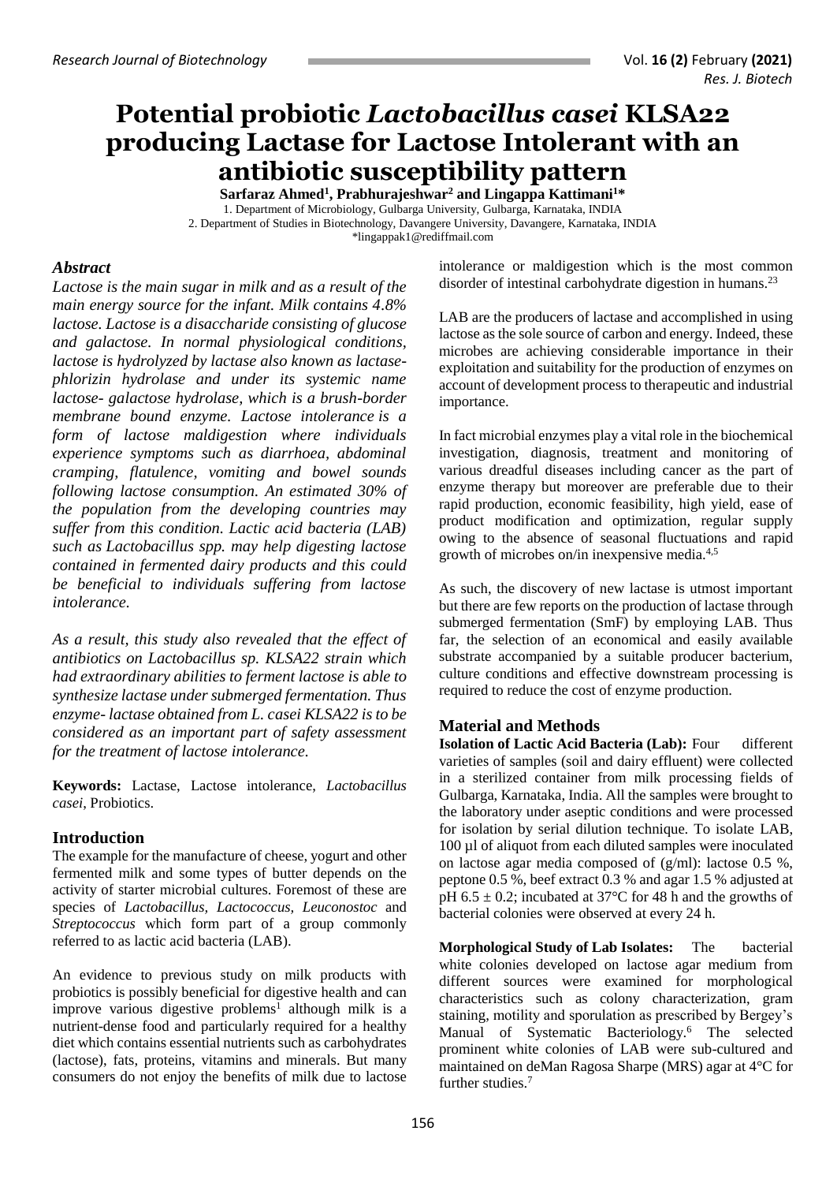# Potential probiotic *Lactobacillus casei* KLSA22 producing Lactase for Lactose Intolerant with an antibiotic susceptibility pattern

**Sarfaraz Ahmed[1], Prabhurajeshwar[2] and Lingappa Kattimani[1]***

1. Department of Microbiology, Gulbarga University, Gulbarga, Karnataka, INDIA
2. Department of Studies in Biotechnology, Davangere University, Davangere, Karnataka, INDIA

*lingappak1@rediffmail.com

## *Abstract*

*Lactose is the main sugar in milk and as a result of the main energy source for the infant. Milk contains 4.8% lactose. Lactose is a disaccharide consisting of glucose and galactose. In normal physiological conditions, lactose is hydrolyzed by lactase also known as lactase-phlorizin hydrolase and under its systemic name lactose- galactose hydrolase, which is a brush-border membrane bound enzyme. Lactose intolerance is a form of lactose maldigestion where individuals experience symptoms such as diarrhoea, abdominal cramping, flatulence, vomiting and bowel sounds following lactose consumption. An estimated 30% of the population from the developing countries may suffer from this condition. Lactic acid bacteria (LAB) such as Lactobacillus spp. may help digesting lactose contained in fermented dairy products and this could be beneficial to individuals suffering from lactose intolerance.*

*As a result, this study also revealed that the effect of antibiotics on Lactobacillus sp. KLSA22 strain which had extraordinary abilities to ferment lactose is able to synthesize lactase under submerged fermentation. Thus enzyme- lactase obtained from L. casei KLSA22 is to be considered as an important part of safety assessment for the treatment of lactose intolerance.*

**Keywords:** Lactase, Lactose intolerance, *Lactobacillus casei*, Probiotics.

## Introduction

The example for the manufacture of cheese, yogurt and other fermented milk and some types of butter depends on the activity of starter microbial cultures. Foremost of these are species of *Lactobacillus, Lactococcus, Leuconostoc* and *Streptococcus* which form part of a group commonly referred to as lactic acid bacteria (LAB).

An evidence to previous study on milk products with probiotics is possibly beneficial for digestive health and can improve various digestive problems[1] although milk is a nutrient-dense food and particularly required for a healthy diet which contains essential nutrients such as carbohydrates (lactose), fats, proteins, vitamins and minerals. But many consumers do not enjoy the benefits of milk due to lactose intolerance or maldigestion which is the most common disorder of intestinal carbohydrate digestion in humans.[23]

LAB are the producers of lactase and accomplished in using lactose as the sole source of carbon and energy. Indeed, these microbes are achieving considerable importance in their exploitation and suitability for the production of enzymes on account of development process to therapeutic and industrial importance.

In fact microbial enzymes play a vital role in the biochemical investigation, diagnosis, treatment and monitoring of various dreadful diseases including cancer as the part of enzyme therapy but moreover are preferable due to their rapid production, economic feasibility, high yield, ease of product modification and optimization, regular supply owing to the absence of seasonal fluctuations and rapid growth of microbes on/in inexpensive media.[4,5]

As such, the discovery of new lactase is utmost important but there are few reports on the production of lactase through submerged fermentation (SmF) by employing LAB. Thus far, the selection of an economical and easily available substrate accompanied by a suitable producer bacterium, culture conditions and effective downstream processing is required to reduce the cost of enzyme production.

## Material and Methods

**Isolation of Lactic Acid Bacteria (Lab):** Four different varieties of samples (soil and dairy effluent) were collected in a sterilized container from milk processing fields of Gulbarga, Karnataka, India. All the samples were brought to the laboratory under aseptic conditions and were processed for isolation by serial dilution technique. To isolate LAB, 100 µl of aliquot from each diluted samples were inoculated on lactose agar media composed of (g/ml): lactose 0.5 %, peptone 0.5 %, beef extract 0.3 % and agar 1.5 % adjusted at pH 6.5 ± 0.2; incubated at 37°C for 48 h and the growths of bacterial colonies were observed at every 24 h.

**Morphological Study of Lab Isolates:** The bacterial white colonies developed on lactose agar medium from different sources were examined for morphological characteristics such as colony characterization, gram staining, motility and sporulation as prescribed by Bergey's Manual of Systematic Bacteriology.[6] The selected prominent white colonies of LAB were sub-cultured and maintained on deMan Ragosa Sharpe (MRS) agar at 4°C for further studies.[7]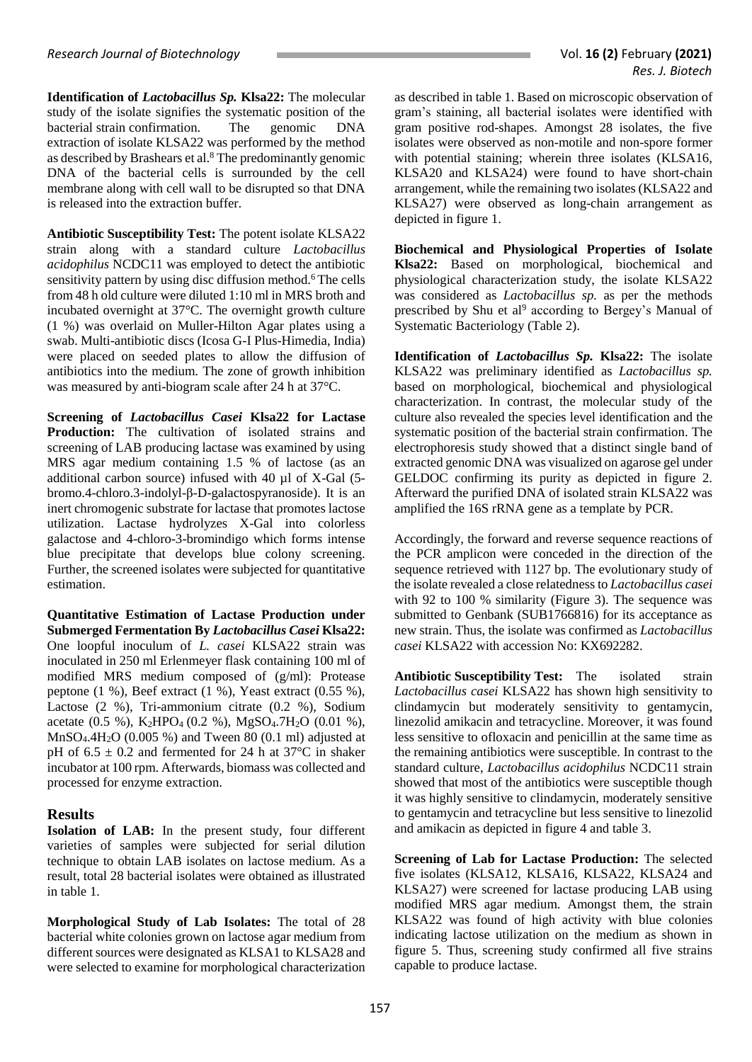**Identification of *Lactobacillus Sp.* Klsa22:** The molecular study of the isolate signifies the systematic position of the bacterial strain confirmation. The genomic DNA extraction of isolate KLSA22 was performed by the method as described by Brashears et al.[8] The predominantly genomic DNA of the bacterial cells is surrounded by the cell membrane along with cell wall to be disrupted so that DNA is released into the extraction buffer.

**Antibiotic Susceptibility Test:** The potent isolate KLSA22 strain along with a standard culture *Lactobacillus acidophilus* NCDC11 was employed to detect the antibiotic sensitivity pattern by using disc diffusion method.[6] The cells from 48 h old culture were diluted 1:10 ml in MRS broth and incubated overnight at 37°C. The overnight growth culture (1 %) was overlaid on Muller-Hilton Agar plates using a swab. Multi-antibiotic discs (Icosa G-I Plus-Himedia, India) were placed on seeded plates to allow the diffusion of antibiotics into the medium. The zone of growth inhibition was measured by anti-biogram scale after 24 h at 37°C.

**Screening of *Lactobacillus Casei* Klsa22 for Lactase Production:** The cultivation of isolated strains and screening of LAB producing lactase was examined by using MRS agar medium containing 1.5 % of lactose (as an additional carbon source) infused with 40 µl of X-Gal (5-bromo.4-chloro.3-indolyl-β-D-galactospyranoside). It is an inert chromogenic substrate for lactase that promotes lactose utilization. Lactase hydrolyzes X-Gal into colorless galactose and 4-chloro-3-bromindigo which forms intense blue precipitate that develops blue colony screening. Further, the screened isolates were subjected for quantitative estimation.

**Quantitative Estimation of Lactase Production under Submerged Fermentation By *Lactobacillus Casei* Klsa22:** One loopful inoculum of *L. casei* KLSA22 strain was inoculated in 250 ml Erlenmeyer flask containing 100 ml of modified MRS medium composed of (g/ml): Protease peptone (1 %), Beef extract (1 %), Yeast extract (0.55 %), Lactose (2 %), Tri-ammonium citrate (0.2 %), Sodium acetate (0.5 %), $K_2HPO_4$ (0.2 %), $MgSO_4.7H_2O$ (0.01 %), $MnSO_4.4H_2O$ (0.005 %) and Tween 80 (0.1 ml) adjusted at pH of 6.5 ± 0.2 and fermented for 24 h at 37°C in shaker incubator at 100 rpm. Afterwards, biomass was collected and processed for enzyme extraction.

## Results

**Isolation of LAB:** In the present study, four different varieties of samples were subjected for serial dilution technique to obtain LAB isolates on lactose medium. As a result, total 28 bacterial isolates were obtained as illustrated in table 1.

**Morphological Study of Lab Isolates:** The total of 28 bacterial white colonies grown on lactose agar medium from different sources were designated as KLSA1 to KLSA28 and were selected to examine for morphological characterization as described in table 1. Based on microscopic observation of gram's staining, all bacterial isolates were identified with gram positive rod-shapes. Amongst 28 isolates, the five isolates were observed as non-motile and non-spore former with potential staining; wherein three isolates (KLSA16, KLSA20 and KLSA24) were found to have short-chain arrangement, while the remaining two isolates (KLSA22 and KLSA27) were observed as long-chain arrangement as depicted in figure 1.

**Biochemical and Physiological Properties of Isolate Klsa22:** Based on morphological, biochemical and physiological characterization study, the isolate KLSA22 was considered as *Lactobacillus sp.* as per the methods prescribed by Shu et al[9] according to Bergey's Manual of Systematic Bacteriology (Table 2).

**Identification of *Lactobacillus Sp.* Klsa22:** The isolate KLSA22 was preliminary identified as *Lactobacillus sp.* based on morphological, biochemical and physiological characterization. In contrast, the molecular study of the culture also revealed the species level identification and the systematic position of the bacterial strain confirmation. The electrophoresis study showed that a distinct single band of extracted genomic DNA was visualized on agarose gel under GELDOC confirming its purity as depicted in figure 2. Afterward the purified DNA of isolated strain KLSA22 was amplified the 16S rRNA gene as a template by PCR.

Accordingly, the forward and reverse sequence reactions of the PCR amplicon were conceded in the direction of the sequence retrieved with 1127 bp. The evolutionary study of the isolate revealed a close relatedness to *Lactobacillus casei* with 92 to 100 % similarity (Figure 3). The sequence was submitted to Genbank (SUB1766816) for its acceptance as new strain. Thus, the isolate was confirmed as *Lactobacillus casei* KLSA22 with accession No: KX692282.

**Antibiotic Susceptibility Test:** The isolated strain *Lactobacillus casei* KLSA22 has shown high sensitivity to clindamycin but moderately sensitivity to gentamycin, linezolid amikacin and tetracycline. Moreover, it was found less sensitive to ofloxacin and penicillin at the same time as the remaining antibiotics were susceptible. In contrast to the standard culture, *Lactobacillus acidophilus* NCDC11 strain showed that most of the antibiotics were susceptible though it was highly sensitive to clindamycin, moderately sensitive to gentamycin and tetracycline but less sensitive to linezolid and amikacin as depicted in figure 4 and table 3.

**Screening of Lab for Lactase Production:** The selected five isolates (KLSA12, KLSA16, KLSA22, KLSA24 and KLSA27) were screened for lactase producing LAB using modified MRS agar medium. Amongst them, the strain KLSA22 was found of high activity with blue colonies indicating lactose utilization on the medium as shown in figure 5. Thus, screening study confirmed all five strains capable to produce lactase.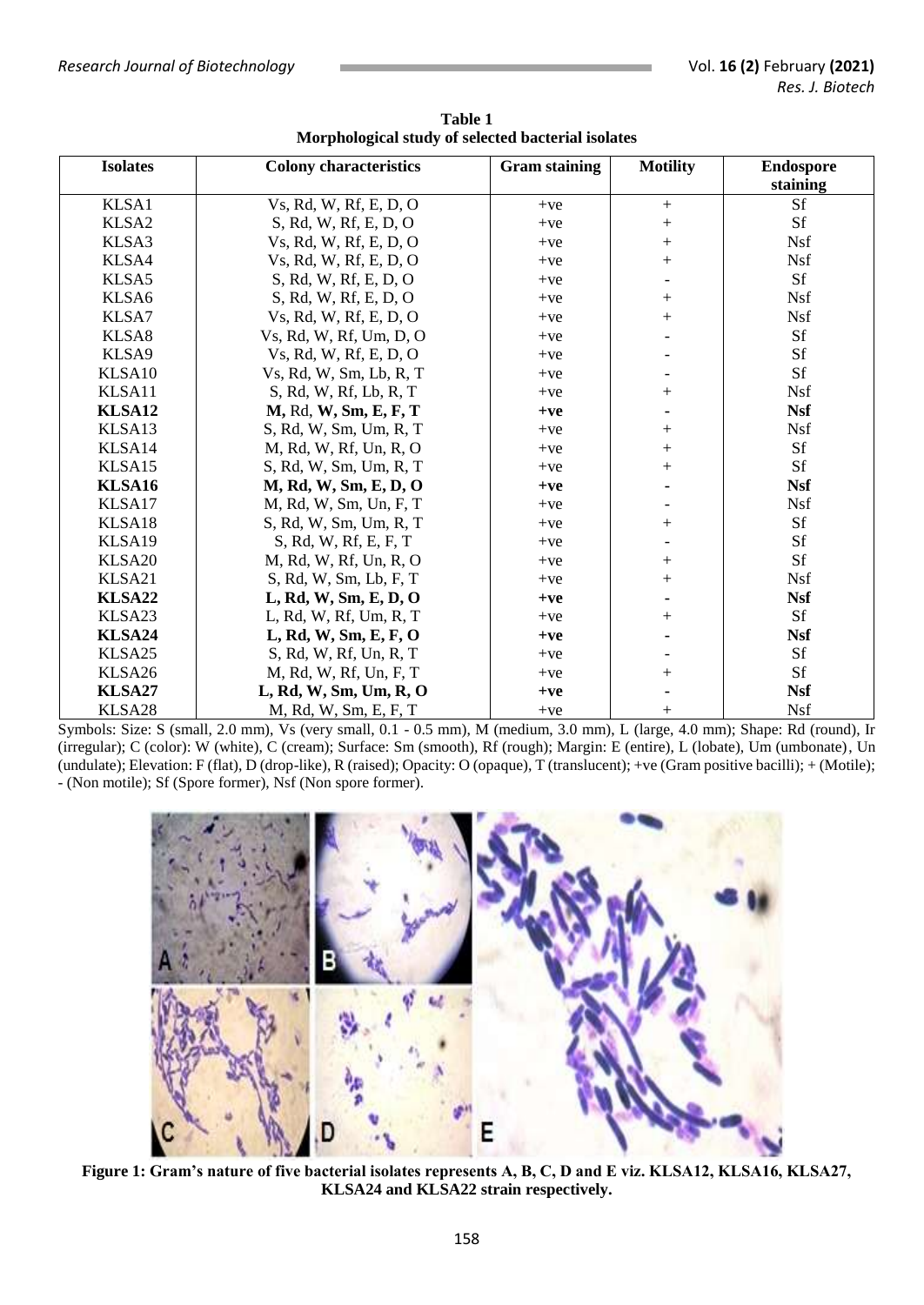**Table 1**
**Morphological study of selected bacterial isolates**

| Isolates | Colony characteristics | Gram staining | Motility | Endospore staining |
|---|---|---|---|---|
| KLSA1 | Vs, Rd, W, Rf, E, D, O | +ve | + | Sf |
| KLSA2 | S, Rd, W, Rf, E, D, O | +ve | + | Sf |
| KLSA3 | Vs, Rd, W, Rf, E, D, O | +ve | + | Nsf |
| KLSA4 | Vs, Rd, W, Rf, E, D, O | +ve | + | Nsf |
| KLSA5 | S, Rd, W, Rf, E, D, O | +ve | - | Sf |
| KLSA6 | S, Rd, W, Rf, E, D, O | +ve | + | Nsf |
| KLSA7 | Vs, Rd, W, Rf, E, D, O | +ve | + | Nsf |
| KLSA8 | Vs, Rd, W, Rf, Um, D, O | +ve | - | Sf |
| KLSA9 | Vs, Rd, W, Rf, E, D, O | +ve | - | Sf |
| KLSA10 | Vs, Rd, W, Sm, Lb, R, T | +ve | - | Sf |
| KLSA11 | S, Rd, W, Rf, Lb, R, T | +ve | + | Nsf |
| **KLSA12** | **M,** Rd, **W, Sm, E, F, T** | **+ve** | **-** | **Nsf** |
| KLSA13 | S, Rd, W, Sm, Um, R, T | +ve | + | Nsf |
| KLSA14 | M, Rd, W, Rf, Un, R, O | +ve | + | Sf |
| KLSA15 | S, Rd, W, Sm, Um, R, T | +ve | + | Sf |
| **KLSA16** | **M, Rd, W, Sm, E, D, O** | **+ve** | **-** | **Nsf** |
| KLSA17 | M, Rd, W, Sm, Un, F, T | +ve | - | Nsf |
| KLSA18 | S, Rd, W, Sm, Um, R, T | +ve | + | Sf |
| KLSA19 | S, Rd, W, Rf, E, F, T | +ve | - | Sf |
| KLSA20 | M, Rd, W, Rf, Un, R, O | +ve | + | Sf |
| KLSA21 | S, Rd, W, Sm, Lb, F, T | +ve | + | Nsf |
| **KLSA22** | **L, Rd, W, Sm, E, D, O** | **+ve** | **-** | **Nsf** |
| KLSA23 | L, Rd, W, Rf, Um, R, T | +ve | + | Sf |
| **KLSA24** | **L, Rd, W, Sm, E, F, O** | **+ve** | **-** | **Nsf** |
| KLSA25 | S, Rd, W, Rf, Un, R, T | +ve | - | Sf |
| KLSA26 | M, Rd, W, Rf, Un, F, T | +ve | + | Sf |
| **KLSA27** | **L, Rd, W, Sm, Um, R, O** | **+ve** | **-** | **Nsf** |
| KLSA28 | M, Rd, W, Sm, E, F, T | +ve | + | Nsf |

Symbols: Size: S (small, 2.0 mm), Vs (very small, 0.1 - 0.5 mm), M (medium, 3.0 mm), L (large, 4.0 mm); Shape: Rd (round), Ir (irregular); C (color): W (white), C (cream); Surface: Sm (smooth), Rf (rough); Margin: E (entire), L (lobate), Um (umbonate), Un (undulate); Elevation: F (flat), D (drop-like), R (raised); Opacity: O (opaque), T (translucent); +ve (Gram positive bacilli); + (Motile); - (Non motile); Sf (Spore former), Nsf (Non spore former).

**Figure 1: Gram's nature of five bacterial isolates represents A, B, C, D and E viz. KLSA12, KLSA16, KLSA27, KLSA24 and KLSA22 strain respectively.**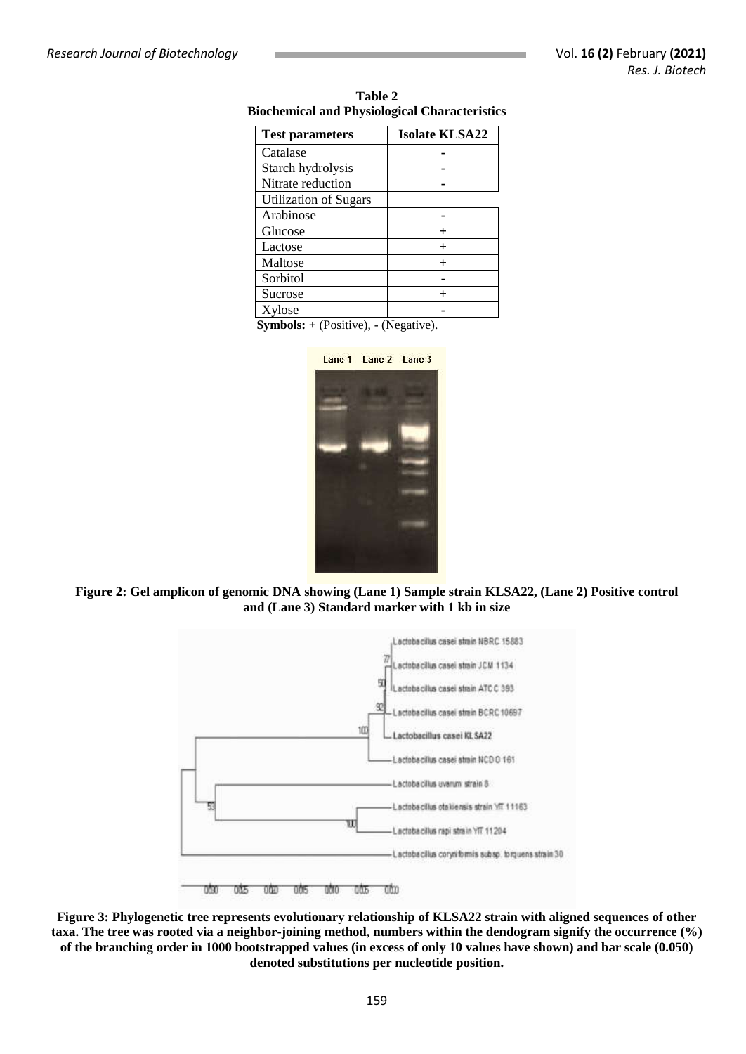**Table 2**
**Biochemical and Physiological Characteristics**

| Test parameters | Isolate KLSA22 |
|---|---|
| Catalase | - |
| Starch hydrolysis | - |
| Nitrate reduction | - |
| Utilization of Sugars | |
| Arabinose | - |
| Glucose | + |
| Lactose | + |
| Maltose | + |
| Sorbitol | - |
| Sucrose | + |
| Xylose | - |

**Symbols:** + (Positive), - (Negative).

**Figure 2: Gel amplicon of genomic DNA showing (Lane 1) Sample strain KLSA22, (Lane 2) Positive control and (Lane 3) Standard marker with 1 kb in size**

**Figure 3: Phylogenetic tree represents evolutionary relationship of KLSA22 strain with aligned sequences of other taxa. The tree was rooted via a neighbor-joining method, numbers within the dendogram signify the occurrence (%) of the branching order in 1000 bootstrapped values (in excess of only 10 values have shown) and bar scale (0.050) denoted substitutions per nucleotide position.**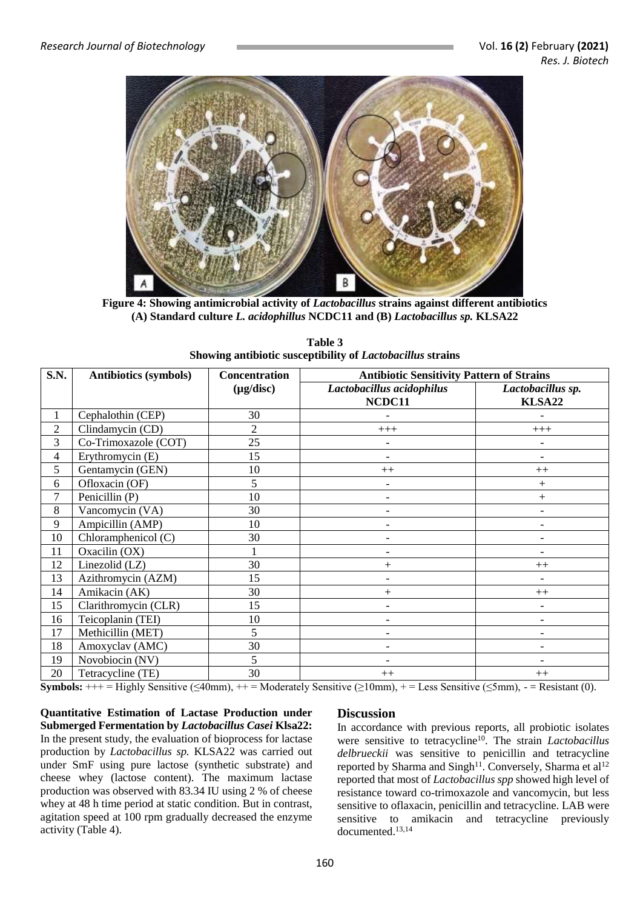**Figure 4: Showing antimicrobial activity of *Lactobacillus* strains against different antibiotics (A) Standard culture *L. acidophillus* NCDC11 and (B) *Lactobacillus sp.* KLSA22**

**Table 3**
**Showing antibiotic susceptibility of *Lactobacillus* strains**

| S.N. | Antibiotics (symbols) | Concentration (μg/disc) | Antibiotic Sensitivity Pattern of Strains | |
|---|---|---|---|---|
| | | | *Lactobacillus acidophilus* NCDC11 | *Lactobacillus sp.* KLSA22 |
| 1 | Cephalothin (CEP) | 30 | - | - |
| 2 | Clindamycin (CD) | 2 | +++ | +++ |
| 3 | Co-Trimoxazole (COT) | 25 | - | - |
| 4 | Erythromycin (E) | 15 | - | - |
| 5 | Gentamycin (GEN) | 10 | ++ | ++ |
| 6 | Ofloxacin (OF) | 5 | - | + |
| 7 | Penicillin (P) | 10 | - | + |
| 8 | Vancomycin (VA) | 30 | - | - |
| 9 | Ampicillin (AMP) | 10 | - | - |
| 10 | Chloramphenicol (C) | 30 | - | - |
| 11 | Oxacilin (OX) | 1 | - | - |
| 12 | Linezolid (LZ) | 30 | + | ++ |
| 13 | Azithromycin (AZM) | 15 | - | - |
| 14 | Amikacin (AK) | 30 | + | ++ |
| 15 | Clarithromycin (CLR) | 15 | - | - |
| 16 | Teicoplanin (TEI) | 10 | - | - |
| 17 | Methicillin (MET) | 5 | - | - |
| 18 | Amoxyclav (AMC) | 30 | - | - |
| 19 | Novobiocin (NV) | 5 | - | - |
| 20 | Tetracycline (TE) | 30 | ++ | ++ |

**Symbols:** +++ = Highly Sensitive (≤40mm), ++ = Moderately Sensitive (≥10mm), + = Less Sensitive (≤5mm), - = Resistant (0).

**Quantitative Estimation of Lactase Production under Submerged Fermentation by *Lactobacillus Casei* Klsa22:** In the present study, the evaluation of bioprocess for lactase production by *Lactobacillus sp.* KLSA22 was carried out under SmF using pure lactose (synthetic substrate) and cheese whey (lactose content). The maximum lactase production was observed with 83.34 IU using 2 % of cheese whey at 48 h time period at static condition. But in contrast, agitation speed at 100 rpm gradually decreased the enzyme activity (Table 4).

## Discussion

In accordance with previous reports, all probiotic isolates were sensitive to tetracycline[10]. The strain *Lactobacillus delbrueckii* was sensitive to penicillin and tetracycline reported by Sharma and Singh[11]. Conversely, Sharma et al[12] reported that most of *Lactobacillus spp* showed high level of resistance toward co-trimoxazole and vancomycin, but less sensitive to oflaxacin, penicillin and tetracycline. LAB were sensitive to amikacin and tetracycline previously documented.[13,14]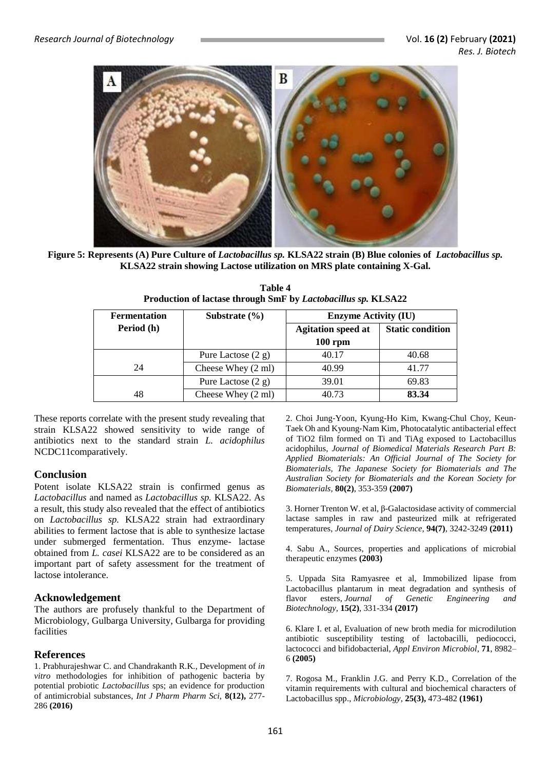Figure 5: Represents (A) Pure Culture of *Lactobacillus sp.* KLSA22 strain (B) Blue colonies of *Lactobacillus sp.* KLSA22 strain showing Lactose utilization on MRS plate containing X-Gal.

**Table 4**
**Production of lactase through SmF by *Lactobacillus sp.* KLSA22**

| Fermentation Period (h) | Substrate (%) | Enzyme Activity (IU) | |
|---|---|---|---|
| | | Agitation speed at 100 rpm | Static condition |
| 24 | Pure Lactose (2 g) | 40.17 | 40.68 |
| | Cheese Whey (2 ml) | 40.99 | 41.77 |
| 48 | Pure Lactose (2 g) | 39.01 | 69.83 |
| | Cheese Whey (2 ml) | 40.73 | **83.34** |

These reports correlate with the present study revealing that strain KLSA22 showed sensitivity to wide range of antibiotics next to the standard strain *L. acidophilus* NCDC11comparatively.

## Conclusion

Potent isolate KLSA22 strain is confirmed genus as *Lactobacillus* and named as *Lactobacillus sp.* KLSA22. As a result, this study also revealed that the effect of antibiotics on *Lactobacillus sp.* KLSA22 strain had extraordinary abilities to ferment lactose that is able to synthesize lactase under submerged fermentation. Thus enzyme- lactase obtained from *L. casei* KLSA22 are to be considered as an important part of safety assessment for the treatment of lactose intolerance.

## Acknowledgement

The authors are profusely thankful to the Department of Microbiology, Gulbarga University, Gulbarga for providing facilities

## References

1. Prabhurajeshwar C. and Chandrakanth R.K., Development of *in vitro* methodologies for inhibition of pathogenic bacteria by potential probiotic *Lactobacillus* sps; an evidence for production of antimicrobial substances, *Int J Pharm Pharm Sci,* **8(12),** 277-286 **(2016)**

2. Choi Jung-Yoon, Kyung-Ho Kim, Kwang-Chul Choy, Keun-Taek Oh and Kyoung-Nam Kim, Photocatalytic antibacterial effect of TiO2 film formed on Ti and TiAg exposed to Lactobacillus acidophilus, *Journal of Biomedical Materials Research Part B: Applied Biomaterials: An Official Journal of The Society for Biomaterials, The Japanese Society for Biomaterials and The Australian Society for Biomaterials and the Korean Society for Biomaterials,* **80(2)**, 353-359 **(2007)**

3. Horner Trenton W. et al, β-Galactosidase activity of commercial lactase samples in raw and pasteurized milk at refrigerated temperatures, *Journal of Dairy Science*, **94(7)**, 3242-3249 **(2011)**

4. Sabu A., Sources, properties and applications of microbial therapeutic enzymes **(2003)**

5. Uppada Sita Ramyasree et al, Immobilized lipase from Lactobacillus plantarum in meat degradation and synthesis of flavor esters, *Journal of Genetic Engineering and Biotechnology*, **15(2)**, 331-334 **(2017)**

6. Klare I. et al, Evaluation of new broth media for microdilution antibiotic susceptibility testing of lactobacilli, pediococci, lactococci and bifidobacterial, *Appl Environ Microbiol*, **71**, 8982–6 **(2005)**

7. Rogosa M., Franklin J.G. and Perry K.D., Correlation of the vitamin requirements with cultural and biochemical characters of Lactobacillus spp., *Microbiology,* **25(3),** 473-482 **(1961)**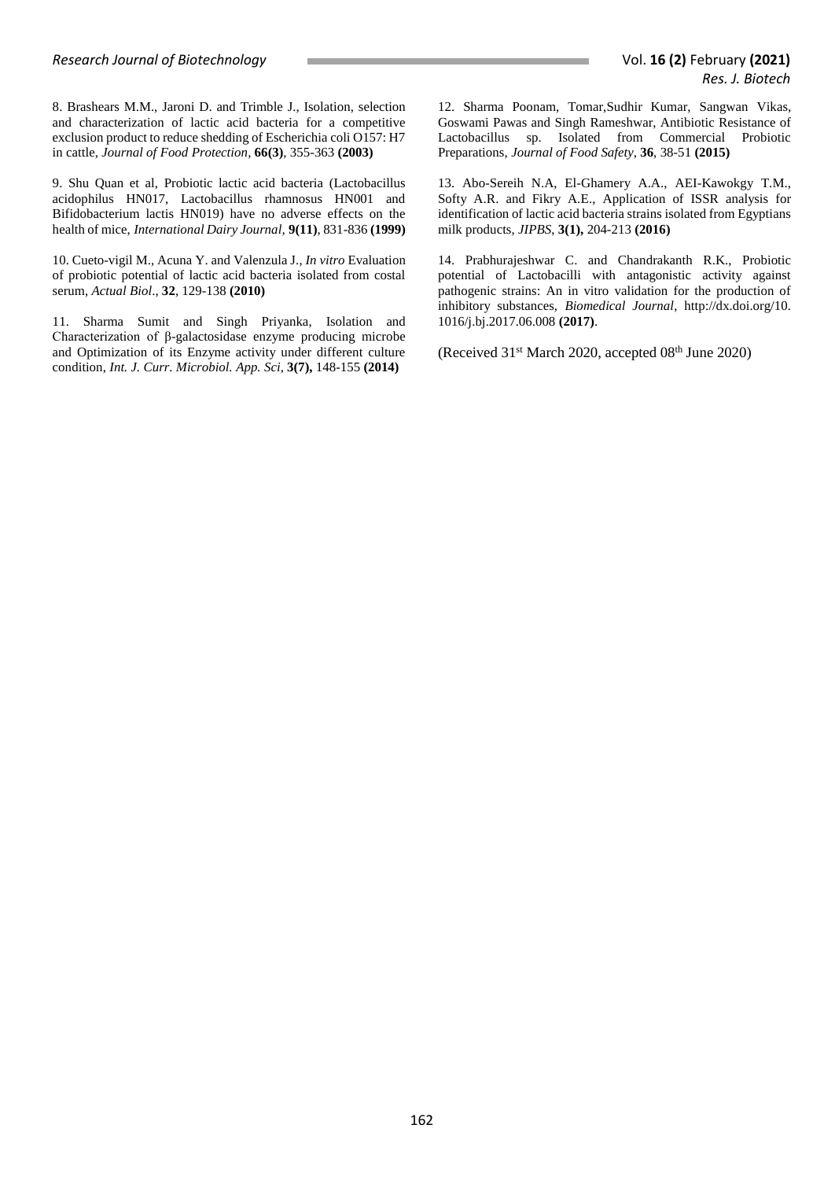8. Brashears M.M., Jaroni D. and Trimble J., Isolation, selection and characterization of lactic acid bacteria for a competitive exclusion product to reduce shedding of Escherichia coli O157: H7 in cattle, *Journal of Food Protection*, **66(3)**, 355-363 **(2003)**

9. Shu Quan et al, Probiotic lactic acid bacteria (Lactobacillus acidophilus HN017, Lactobacillus rhamnosus HN001 and Bifidobacterium lactis HN019) have no adverse effects on the health of mice, *International Dairy Journal*, **9(11)**, 831-836 **(1999)**

10. Cueto-vigil M., Acuna Y. and Valenzula J., *In vitro* Evaluation of probiotic potential of lactic acid bacteria isolated from costal serum, *Actual Biol*., **32**, 129-138 **(2010)**

11. Sharma Sumit and Singh Priyanka, Isolation and Characterization of β-galactosidase enzyme producing microbe and Optimization of its Enzyme activity under different culture condition, *Int. J. Curr. Microbiol. App. Sci*, **3(7),** 148-155 **(2014)**

12. Sharma Poonam, Tomar,Sudhir Kumar, Sangwan Vikas, Goswami Pawas and Singh Rameshwar, Antibiotic Resistance of Lactobacillus sp. Isolated from Commercial Probiotic Preparations, *Journal of Food Safety*, **36**, 38-51 **(2015)**

13. Abo-Sereih N.A, El-Ghamery A.A., AEI-Kawokgy T.M., Softy A.R. and Fikry A.E., Application of ISSR analysis for identification of lactic acid bacteria strains isolated from Egyptians milk products, *JIPBS*, **3(1),** 204-213 **(2016)**

14. Prabhurajeshwar C. and Chandrakanth R.K., Probiotic potential of Lactobacilli with antagonistic activity against pathogenic strains: An in vitro validation for the production of inhibitory substances, *Biomedical Journal*, http://dx.doi.org/10.1016/j.bj.2017.06.008 **(2017)**.

(Received 31st March 2020, accepted 08th June 2020)